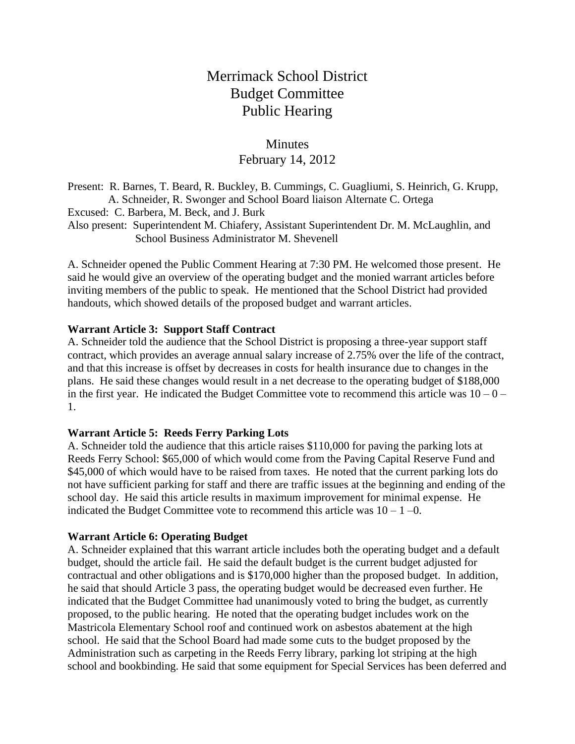# Merrimack School District
# Budget Committee
# Public Hearing

## Minutes
## February 14, 2012

Present: R. Barnes, T. Beard, R. Buckley, B. Cummings, C. Guagliumi, S. Heinrich, G. Krupp, A. Schneider, R. Swonger and School Board liaison Alternate C. Ortega
Excused: C. Barbera, M. Beck, and J. Burk
Also present: Superintendent M. Chiafery, Assistant Superintendent Dr. M. McLaughlin, and School Business Administrator M. Shevenell

A. Schneider opened the Public Comment Hearing at 7:30 PM. He welcomed those present. He said he would give an overview of the operating budget and the monied warrant articles before inviting members of the public to speak. He mentioned that the School District had provided handouts, which showed details of the proposed budget and warrant articles.

**Warrant Article 3: Support Staff Contract**
A. Schneider told the audience that the School District is proposing a three-year support staff contract, which provides an average annual salary increase of 2.75% over the life of the contract, and that this increase is offset by decreases in costs for health insurance due to changes in the plans. He said these changes would result in a net decrease to the operating budget of $188,000 in the first year. He indicated the Budget Committee vote to recommend this article was 10 – 0 – 1.

**Warrant Article 5: Reeds Ferry Parking Lots**
A. Schneider told the audience that this article raises $110,000 for paving the parking lots at Reeds Ferry School: $65,000 of which would come from the Paving Capital Reserve Fund and $45,000 of which would have to be raised from taxes. He noted that the current parking lots do not have sufficient parking for staff and there are traffic issues at the beginning and ending of the school day. He said this article results in maximum improvement for minimal expense. He indicated the Budget Committee vote to recommend this article was 10 – 1 –0.

**Warrant Article 6: Operating Budget**
A. Schneider explained that this warrant article includes both the operating budget and a default budget, should the article fail. He said the default budget is the current budget adjusted for contractual and other obligations and is $170,000 higher than the proposed budget. In addition, he said that should Article 3 pass, the operating budget would be decreased even further. He indicated that the Budget Committee had unanimously voted to bring the budget, as currently proposed, to the public hearing. He noted that the operating budget includes work on the Mastricola Elementary School roof and continued work on asbestos abatement at the high school. He said that the School Board had made some cuts to the budget proposed by the Administration such as carpeting in the Reeds Ferry library, parking lot striping at the high school and bookbinding. He said that some equipment for Special Services has been deferred and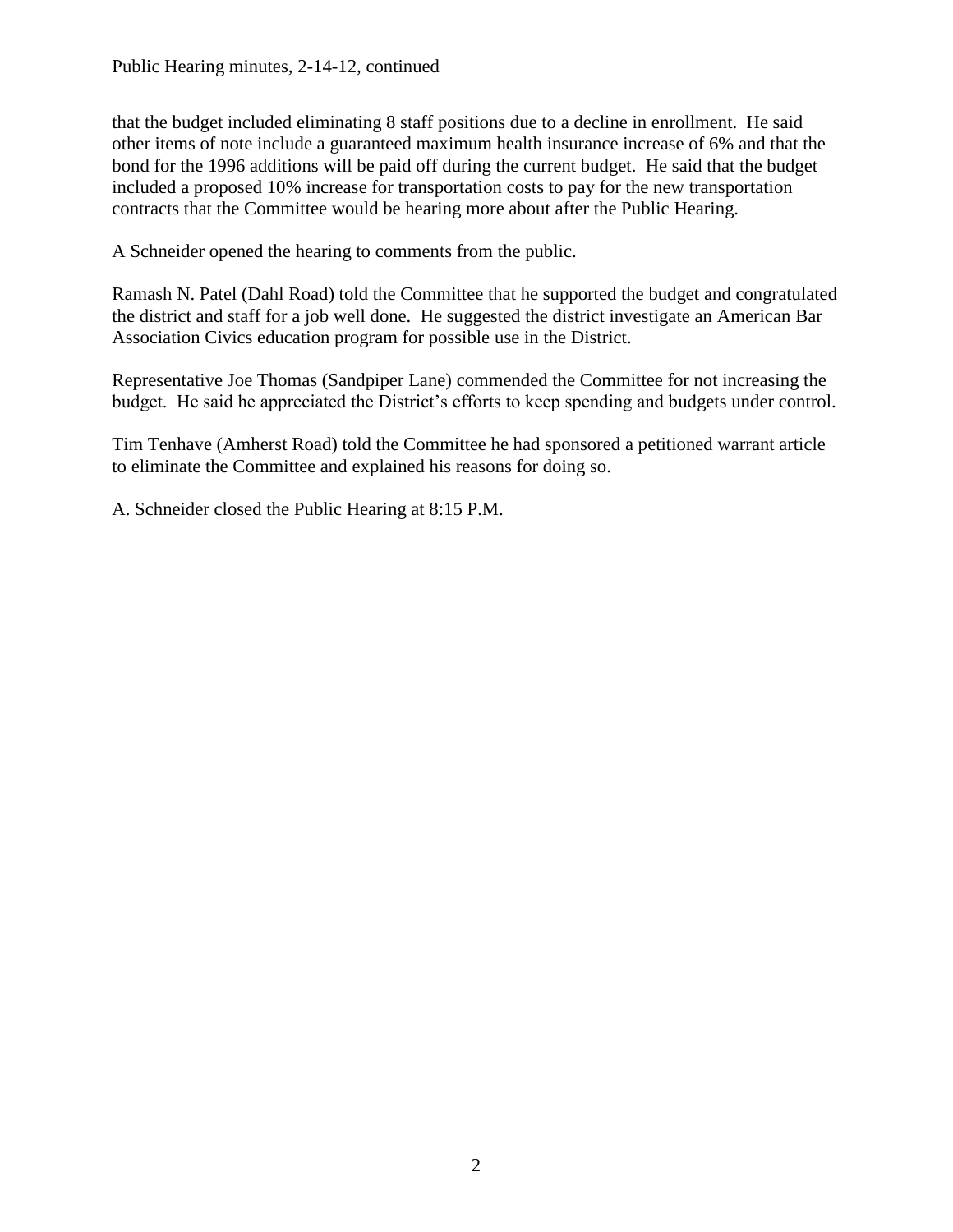that the budget included eliminating 8 staff positions due to a decline in enrollment. He said other items of note include a guaranteed maximum health insurance increase of 6% and that the bond for the 1996 additions will be paid off during the current budget. He said that the budget included a proposed 10% increase for transportation costs to pay for the new transportation contracts that the Committee would be hearing more about after the Public Hearing.

A Schneider opened the hearing to comments from the public.

Ramash N. Patel (Dahl Road) told the Committee that he supported the budget and congratulated the district and staff for a job well done. He suggested the district investigate an American Bar Association Civics education program for possible use in the District.

Representative Joe Thomas (Sandpiper Lane) commended the Committee for not increasing the budget. He said he appreciated the District's efforts to keep spending and budgets under control.

Tim Tenhave (Amherst Road) told the Committee he had sponsored a petitioned warrant article to eliminate the Committee and explained his reasons for doing so.

A. Schneider closed the Public Hearing at 8:15 P.M.